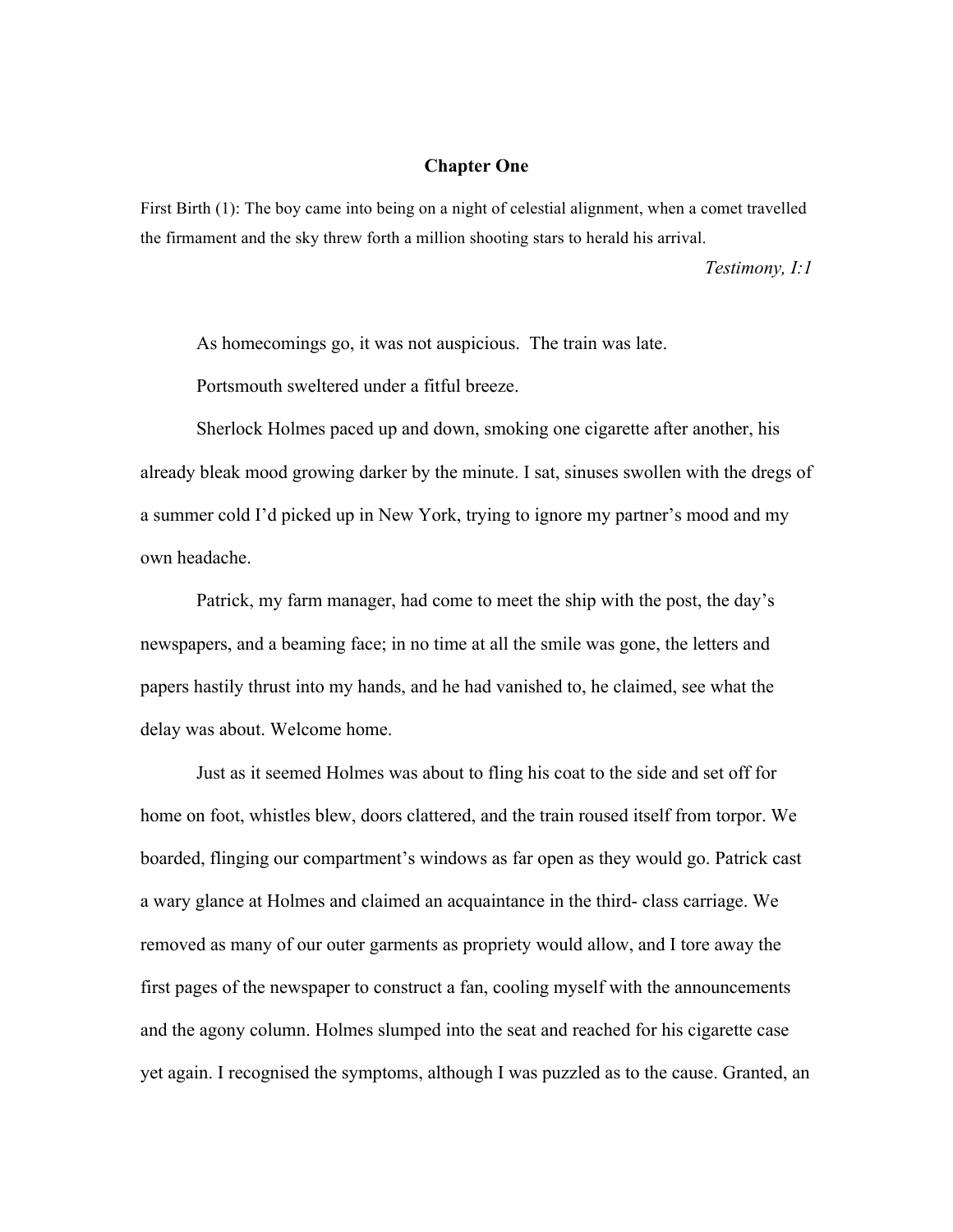# Chapter One

First Birth (1): The boy came into being on a night of celestial alignment, when a comet travelled the firmament and the sky threw forth a million shooting stars to herald his arrival.

*Testimony, I:1*

As homecomings go, it was not auspicious. The train was late.

Portsmouth sweltered under a fitful breeze.

Sherlock Holmes paced up and down, smoking one cigarette after another, his already bleak mood growing darker by the minute. I sat, sinuses swollen with the dregs of a summer cold I'd picked up in New York, trying to ignore my partner's mood and my own headache.

Patrick, my farm manager, had come to meet the ship with the post, the day's newspapers, and a beaming face; in no time at all the smile was gone, the letters and papers hastily thrust into my hands, and he had vanished to, he claimed, see what the delay was about. Welcome home.

Just as it seemed Holmes was about to fling his coat to the side and set off for home on foot, whistles blew, doors clattered, and the train roused itself from torpor. We boarded, flinging our compartment's windows as far open as they would go. Patrick cast a wary glance at Holmes and claimed an acquaintance in the third- class carriage. We removed as many of our outer garments as propriety would allow, and I tore away the first pages of the newspaper to construct a fan, cooling myself with the announcements and the agony column. Holmes slumped into the seat and reached for his cigarette case yet again. I recognised the symptoms, although I was puzzled as to the cause. Granted, an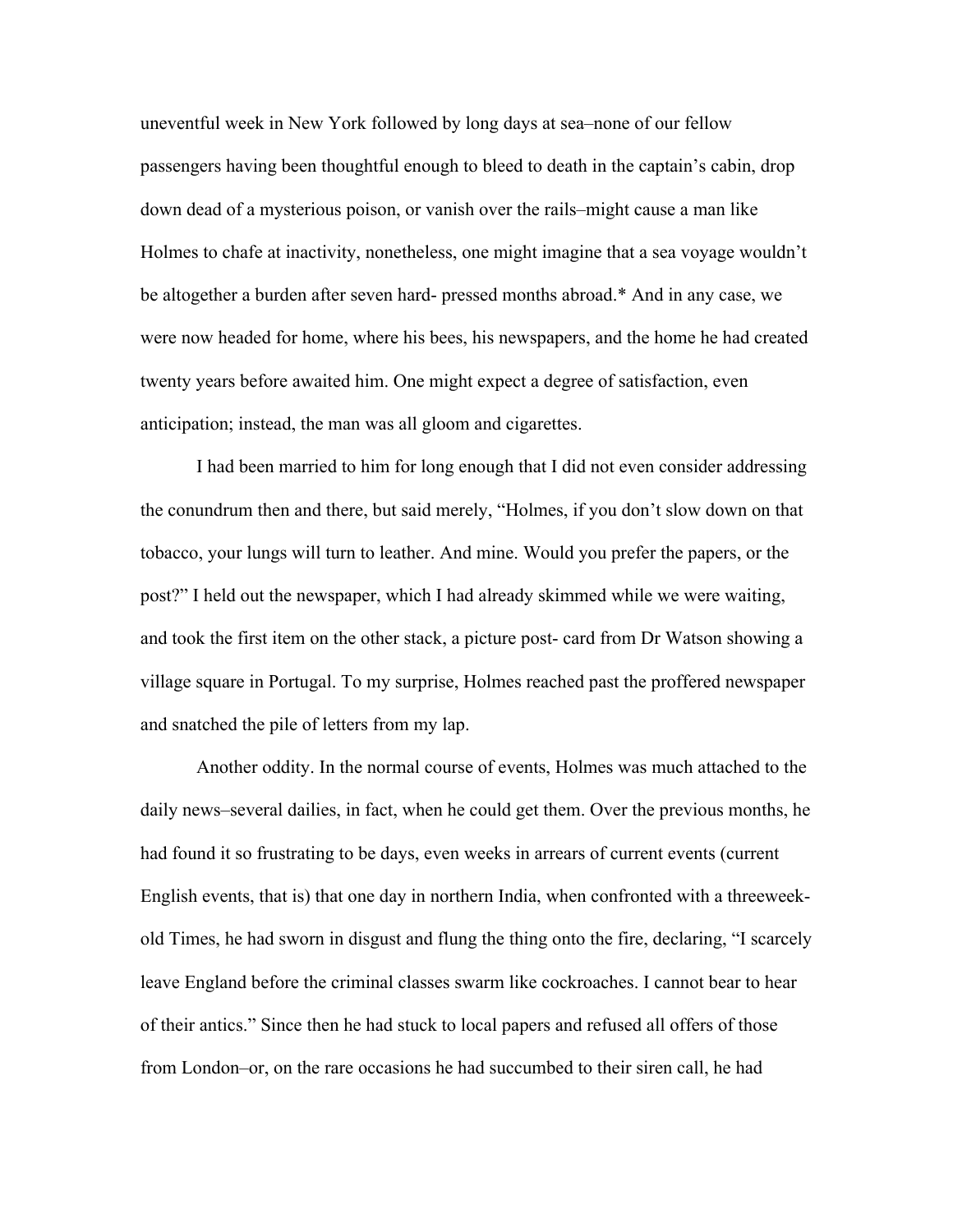uneventful week in New York followed by long days at sea–none of our fellow passengers having been thoughtful enough to bleed to death in the captain's cabin, drop down dead of a mysterious poison, or vanish over the rails–might cause a man like Holmes to chafe at inactivity, nonetheless, one might imagine that a sea voyage wouldn't be altogether a burden after seven hard- pressed months abroad.* And in any case, we were now headed for home, where his bees, his newspapers, and the home he had created twenty years before awaited him. One might expect a degree of satisfaction, even anticipation; instead, the man was all gloom and cigarettes.

I had been married to him for long enough that I did not even consider addressing the conundrum then and there, but said merely, "Holmes, if you don't slow down on that tobacco, your lungs will turn to leather. And mine. Would you prefer the papers, or the post?" I held out the newspaper, which I had already skimmed while we were waiting, and took the first item on the other stack, a picture post- card from Dr Watson showing a village square in Portugal. To my surprise, Holmes reached past the proffered newspaper and snatched the pile of letters from my lap.

Another oddity. In the normal course of events, Holmes was much attached to the daily news–several dailies, in fact, when he could get them. Over the previous months, he had found it so frustrating to be days, even weeks in arrears of current events (current English events, that is) that one day in northern India, when confronted with a threeweek-old Times, he had sworn in disgust and flung the thing onto the fire, declaring, "I scarcely leave England before the criminal classes swarm like cockroaches. I cannot bear to hear of their antics." Since then he had stuck to local papers and refused all offers of those from London–or, on the rare occasions he had succumbed to their siren call, he had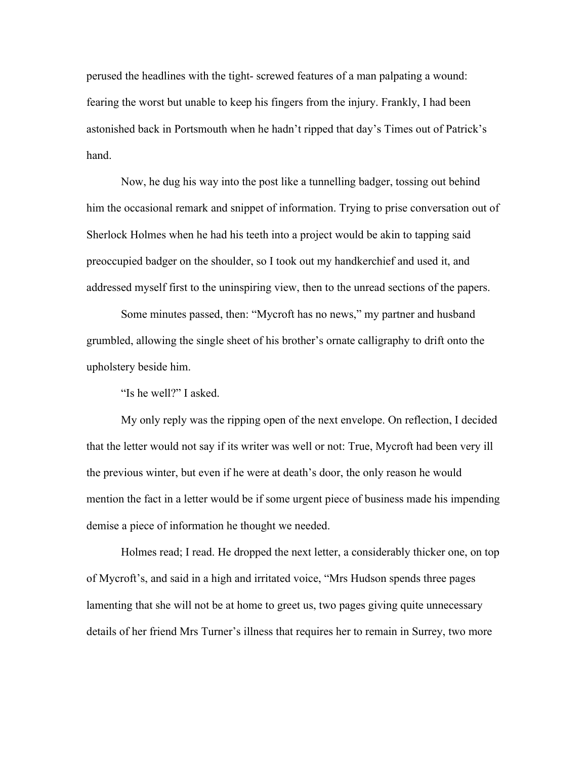perused the headlines with the tight- screwed features of a man palpating a wound: fearing the worst but unable to keep his fingers from the injury. Frankly, I had been astonished back in Portsmouth when he hadn't ripped that day's Times out of Patrick's hand.

Now, he dug his way into the post like a tunnelling badger, tossing out behind him the occasional remark and snippet of information. Trying to prise conversation out of Sherlock Holmes when he had his teeth into a project would be akin to tapping said preoccupied badger on the shoulder, so I took out my handkerchief and used it, and addressed myself first to the uninspiring view, then to the unread sections of the papers.

Some minutes passed, then: "Mycroft has no news," my partner and husband grumbled, allowing the single sheet of his brother's ornate calligraphy to drift onto the upholstery beside him.

"Is he well?" I asked.

My only reply was the ripping open of the next envelope. On reflection, I decided that the letter would not say if its writer was well or not: True, Mycroft had been very ill the previous winter, but even if he were at death's door, the only reason he would mention the fact in a letter would be if some urgent piece of business made his impending demise a piece of information he thought we needed.

Holmes read; I read. He dropped the next letter, a considerably thicker one, on top of Mycroft's, and said in a high and irritated voice, "Mrs Hudson spends three pages lamenting that she will not be at home to greet us, two pages giving quite unnecessary details of her friend Mrs Turner's illness that requires her to remain in Surrey, two more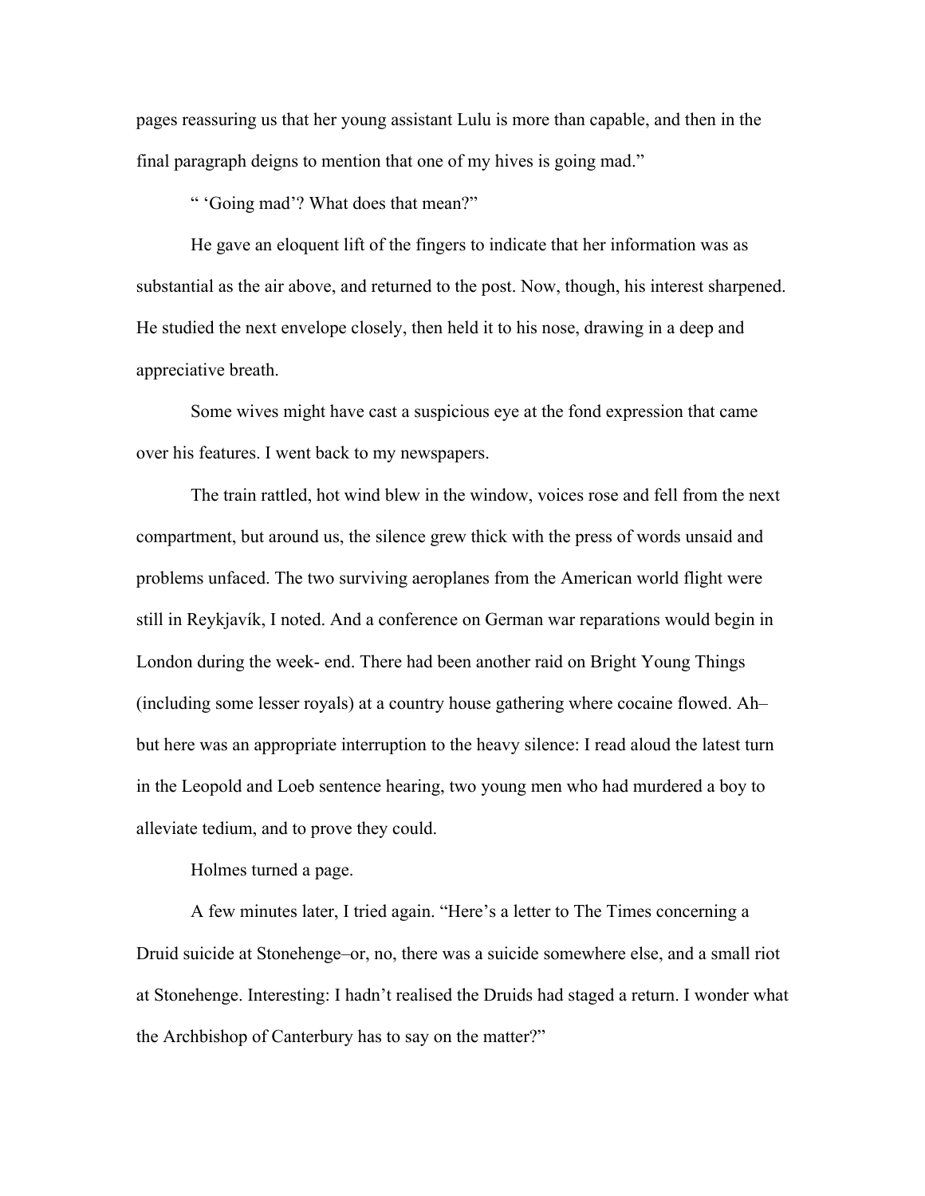pages reassuring us that her young assistant Lulu is more than capable, and then in the final paragraph deigns to mention that one of my hives is going mad."

" 'Going mad'? What does that mean?"

He gave an eloquent lift of the fingers to indicate that her information was as substantial as the air above, and returned to the post. Now, though, his interest sharpened. He studied the next envelope closely, then held it to his nose, drawing in a deep and appreciative breath.

Some wives might have cast a suspicious eye at the fond expression that came over his features. I went back to my newspapers.

The train rattled, hot wind blew in the window, voices rose and fell from the next compartment, but around us, the silence grew thick with the press of words unsaid and problems unfaced. The two surviving aeroplanes from the American world flight were still in Reykjavík, I noted. And a conference on German war reparations would begin in London during the week- end. There had been another raid on Bright Young Things (including some lesser royals) at a country house gathering where cocaine flowed. Ah– but here was an appropriate interruption to the heavy silence: I read aloud the latest turn in the Leopold and Loeb sentence hearing, two young men who had murdered a boy to alleviate tedium, and to prove they could.

Holmes turned a page.

A few minutes later, I tried again. "Here's a letter to The Times concerning a Druid suicide at Stonehenge–or, no, there was a suicide somewhere else, and a small riot at Stonehenge. Interesting: I hadn't realised the Druids had staged a return. I wonder what the Archbishop of Canterbury has to say on the matter?"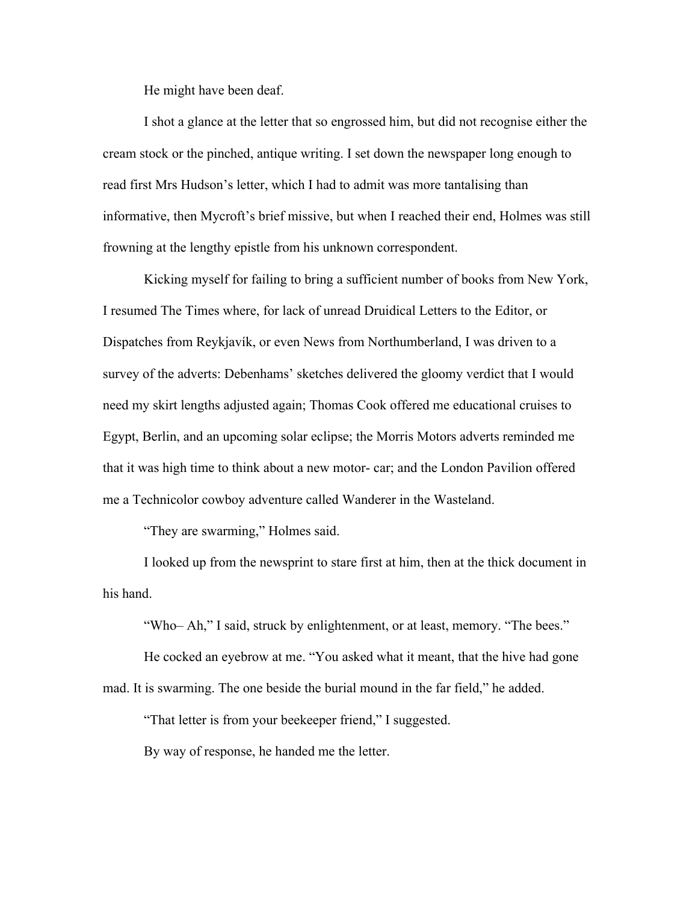He might have been deaf.

I shot a glance at the letter that so engrossed him, but did not recognise either the cream stock or the pinched, antique writing. I set down the newspaper long enough to read first Mrs Hudson's letter, which I had to admit was more tantalising than informative, then Mycroft's brief missive, but when I reached their end, Holmes was still frowning at the lengthy epistle from his unknown correspondent.

Kicking myself for failing to bring a sufficient number of books from New York, I resumed The Times where, for lack of unread Druidical Letters to the Editor, or Dispatches from Reykjavík, or even News from Northumberland, I was driven to a survey of the adverts: Debenhams' sketches delivered the gloomy verdict that I would need my skirt lengths adjusted again; Thomas Cook offered me educational cruises to Egypt, Berlin, and an upcoming solar eclipse; the Morris Motors adverts reminded me that it was high time to think about a new motor- car; and the London Pavilion offered me a Technicolor cowboy adventure called Wanderer in the Wasteland.

"They are swarming," Holmes said.

I looked up from the newsprint to stare first at him, then at the thick document in his hand.

"Who– Ah," I said, struck by enlightenment, or at least, memory. "The bees."

He cocked an eyebrow at me. "You asked what it meant, that the hive had gone mad. It is swarming. The one beside the burial mound in the far field," he added.

"That letter is from your beekeeper friend," I suggested.

By way of response, he handed me the letter.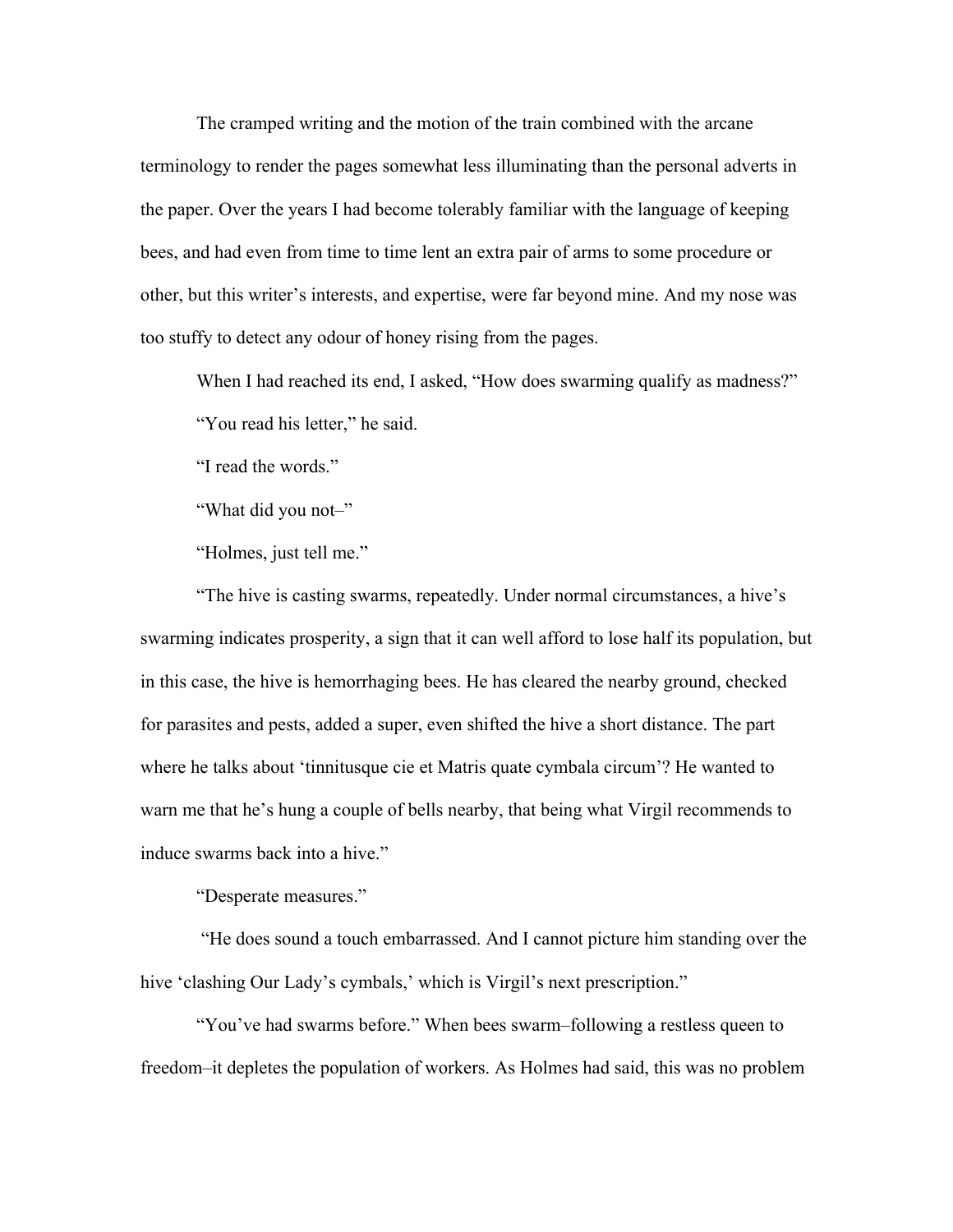The cramped writing and the motion of the train combined with the arcane terminology to render the pages somewhat less illuminating than the personal adverts in the paper. Over the years I had become tolerably familiar with the language of keeping bees, and had even from time to time lent an extra pair of arms to some procedure or other, but this writer's interests, and expertise, were far beyond mine. And my nose was too stuffy to detect any odour of honey rising from the pages.

When I had reached its end, I asked, "How does swarming qualify as madness?"

"You read his letter," he said.

"I read the words."

"What did you not–"

"Holmes, just tell me."

"The hive is casting swarms, repeatedly. Under normal circumstances, a hive's swarming indicates prosperity, a sign that it can well afford to lose half its population, but in this case, the hive is hemorrhaging bees. He has cleared the nearby ground, checked for parasites and pests, added a super, even shifted the hive a short distance. The part where he talks about 'tinnitusque cie et Matris quate cymbala circum'? He wanted to warn me that he's hung a couple of bells nearby, that being what Virgil recommends to induce swarms back into a hive."

"Desperate measures."

"He does sound a touch embarrassed. And I cannot picture him standing over the hive 'clashing Our Lady's cymbals,' which is Virgil's next prescription."

"You've had swarms before." When bees swarm–following a restless queen to freedom–it depletes the population of workers. As Holmes had said, this was no problem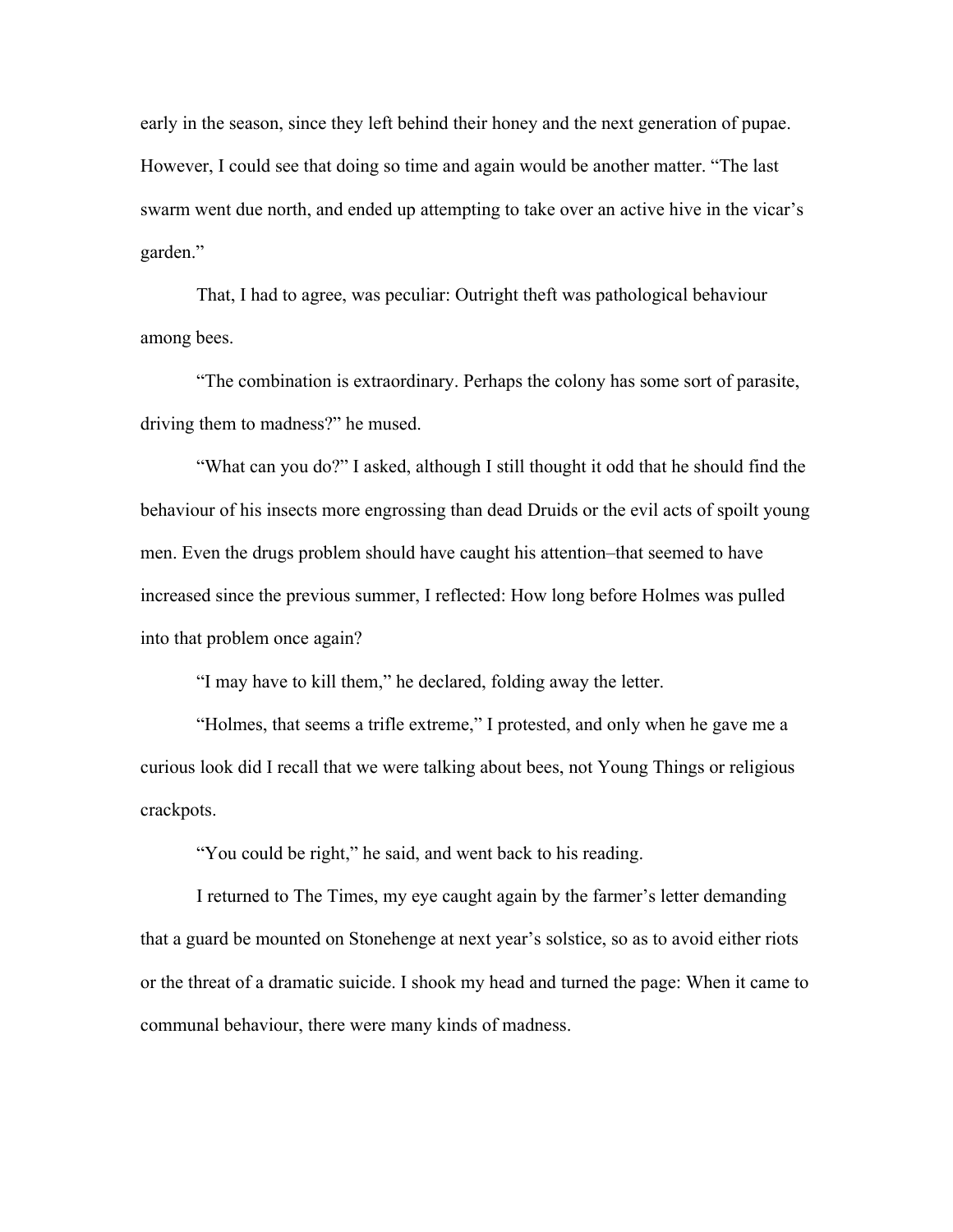early in the season, since they left behind their honey and the next generation of pupae. However, I could see that doing so time and again would be another matter. "The last swarm went due north, and ended up attempting to take over an active hive in the vicar's garden."

That, I had to agree, was peculiar: Outright theft was pathological behaviour among bees.

"The combination is extraordinary. Perhaps the colony has some sort of parasite, driving them to madness?" he mused.

"What can you do?" I asked, although I still thought it odd that he should find the behaviour of his insects more engrossing than dead Druids or the evil acts of spoilt young men. Even the drugs problem should have caught his attention–that seemed to have increased since the previous summer, I reflected: How long before Holmes was pulled into that problem once again?

"I may have to kill them," he declared, folding away the letter.

"Holmes, that seems a trifle extreme," I protested, and only when he gave me a curious look did I recall that we were talking about bees, not Young Things or religious crackpots.

"You could be right," he said, and went back to his reading.

I returned to The Times, my eye caught again by the farmer's letter demanding that a guard be mounted on Stonehenge at next year's solstice, so as to avoid either riots or the threat of a dramatic suicide. I shook my head and turned the page: When it came to communal behaviour, there were many kinds of madness.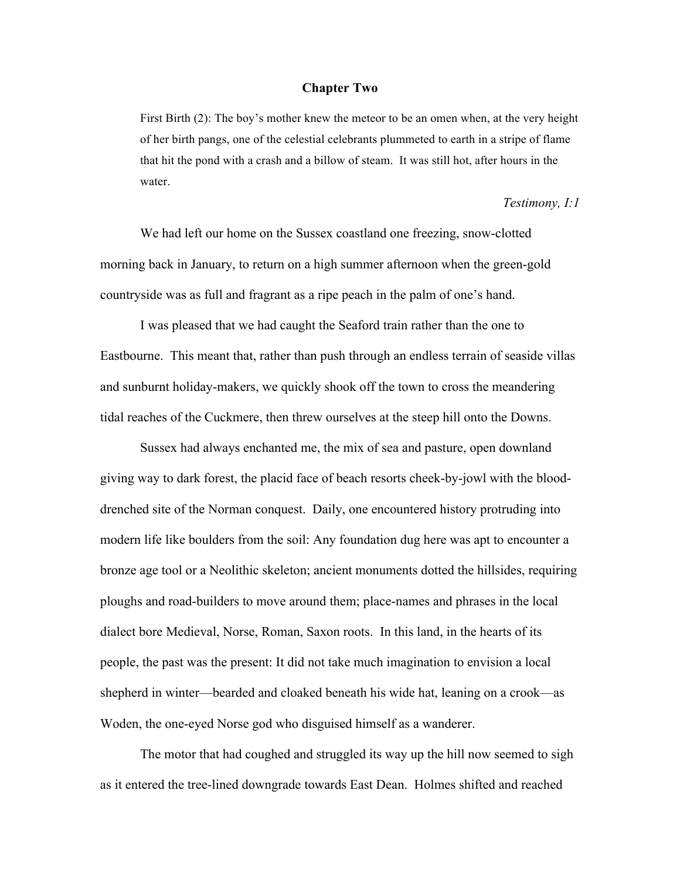## Chapter Two

> First Birth (2): The boy's mother knew the meteor to be an omen when, at the very height of her birth pangs, one of the celestial celebrants plummeted to earth in a stripe of flame that hit the pond with a crash and a billow of steam. It was still hot, after hours in the water.
>
> *Testimony, I:1*

We had left our home on the Sussex coastland one freezing, snow-clotted morning back in January, to return on a high summer afternoon when the green-gold countryside was as full and fragrant as a ripe peach in the palm of one's hand.

I was pleased that we had caught the Seaford train rather than the one to Eastbourne. This meant that, rather than push through an endless terrain of seaside villas and sunburnt holiday-makers, we quickly shook off the town to cross the meandering tidal reaches of the Cuckmere, then threw ourselves at the steep hill onto the Downs.

Sussex had always enchanted me, the mix of sea and pasture, open downland giving way to dark forest, the placid face of beach resorts cheek-by-jowl with the blood-drenched site of the Norman conquest. Daily, one encountered history protruding into modern life like boulders from the soil: Any foundation dug here was apt to encounter a bronze age tool or a Neolithic skeleton; ancient monuments dotted the hillsides, requiring ploughs and road-builders to move around them; place-names and phrases in the local dialect bore Medieval, Norse, Roman, Saxon roots. In this land, in the hearts of its people, the past was the present: It did not take much imagination to envision a local shepherd in winter—bearded and cloaked beneath his wide hat, leaning on a crook—as Woden, the one-eyed Norse god who disguised himself as a wanderer.

The motor that had coughed and struggled its way up the hill now seemed to sigh as it entered the tree-lined downgrade towards East Dean. Holmes shifted and reached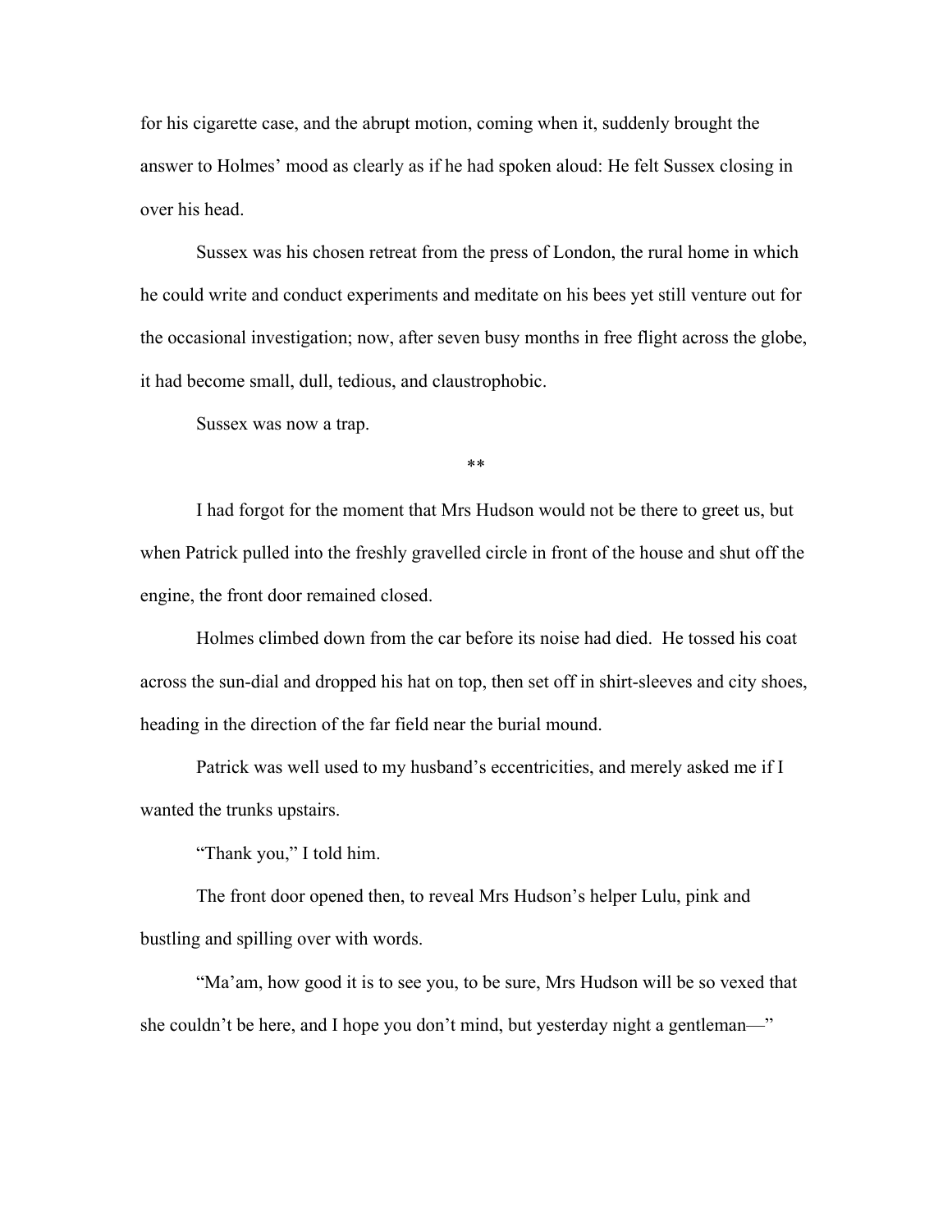for his cigarette case, and the abrupt motion, coming when it, suddenly brought the answer to Holmes' mood as clearly as if he had spoken aloud: He felt Sussex closing in over his head.

Sussex was his chosen retreat from the press of London, the rural home in which he could write and conduct experiments and meditate on his bees yet still venture out for the occasional investigation; now, after seven busy months in free flight across the globe, it had become small, dull, tedious, and claustrophobic.

Sussex was now a trap.

**

I had forgot for the moment that Mrs Hudson would not be there to greet us, but when Patrick pulled into the freshly gravelled circle in front of the house and shut off the engine, the front door remained closed.

Holmes climbed down from the car before its noise had died. He tossed his coat across the sun-dial and dropped his hat on top, then set off in shirt-sleeves and city shoes, heading in the direction of the far field near the burial mound.

Patrick was well used to my husband's eccentricities, and merely asked me if I wanted the trunks upstairs.

"Thank you," I told him.

The front door opened then, to reveal Mrs Hudson's helper Lulu, pink and bustling and spilling over with words.

"Ma'am, how good it is to see you, to be sure, Mrs Hudson will be so vexed that she couldn't be here, and I hope you don't mind, but yesterday night a gentleman—"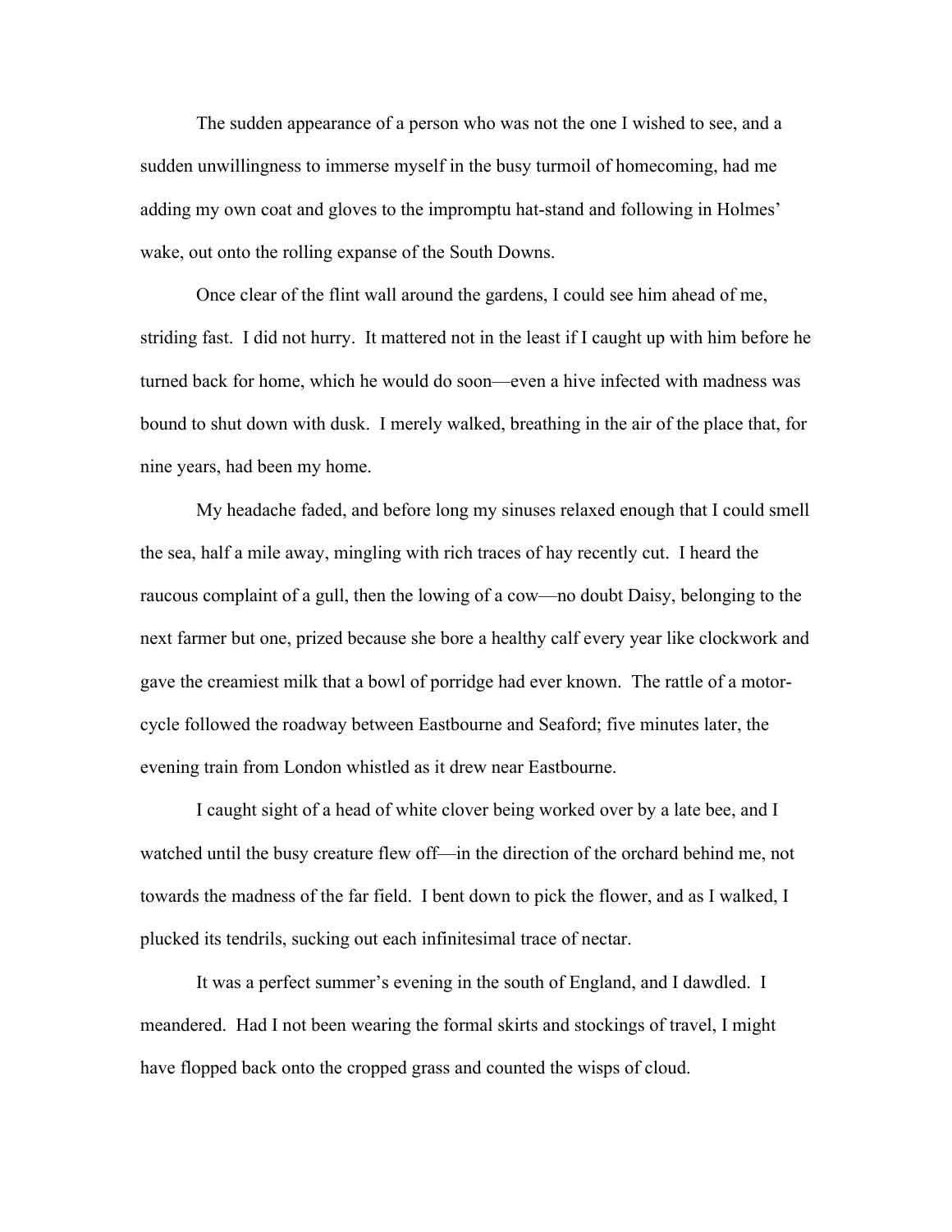The sudden appearance of a person who was not the one I wished to see, and a sudden unwillingness to immerse myself in the busy turmoil of homecoming, had me adding my own coat and gloves to the impromptu hat-stand and following in Holmes' wake, out onto the rolling expanse of the South Downs.

Once clear of the flint wall around the gardens, I could see him ahead of me, striding fast. I did not hurry. It mattered not in the least if I caught up with him before he turned back for home, which he would do soon—even a hive infected with madness was bound to shut down with dusk. I merely walked, breathing in the air of the place that, for nine years, had been my home.

My headache faded, and before long my sinuses relaxed enough that I could smell the sea, half a mile away, mingling with rich traces of hay recently cut. I heard the raucous complaint of a gull, then the lowing of a cow—no doubt Daisy, belonging to the next farmer but one, prized because she bore a healthy calf every year like clockwork and gave the creamiest milk that a bowl of porridge had ever known. The rattle of a motor-cycle followed the roadway between Eastbourne and Seaford; five minutes later, the evening train from London whistled as it drew near Eastbourne.

I caught sight of a head of white clover being worked over by a late bee, and I watched until the busy creature flew off—in the direction of the orchard behind me, not towards the madness of the far field. I bent down to pick the flower, and as I walked, I plucked its tendrils, sucking out each infinitesimal trace of nectar.

It was a perfect summer's evening in the south of England, and I dawdled. I meandered. Had I not been wearing the formal skirts and stockings of travel, I might have flopped back onto the cropped grass and counted the wisps of cloud.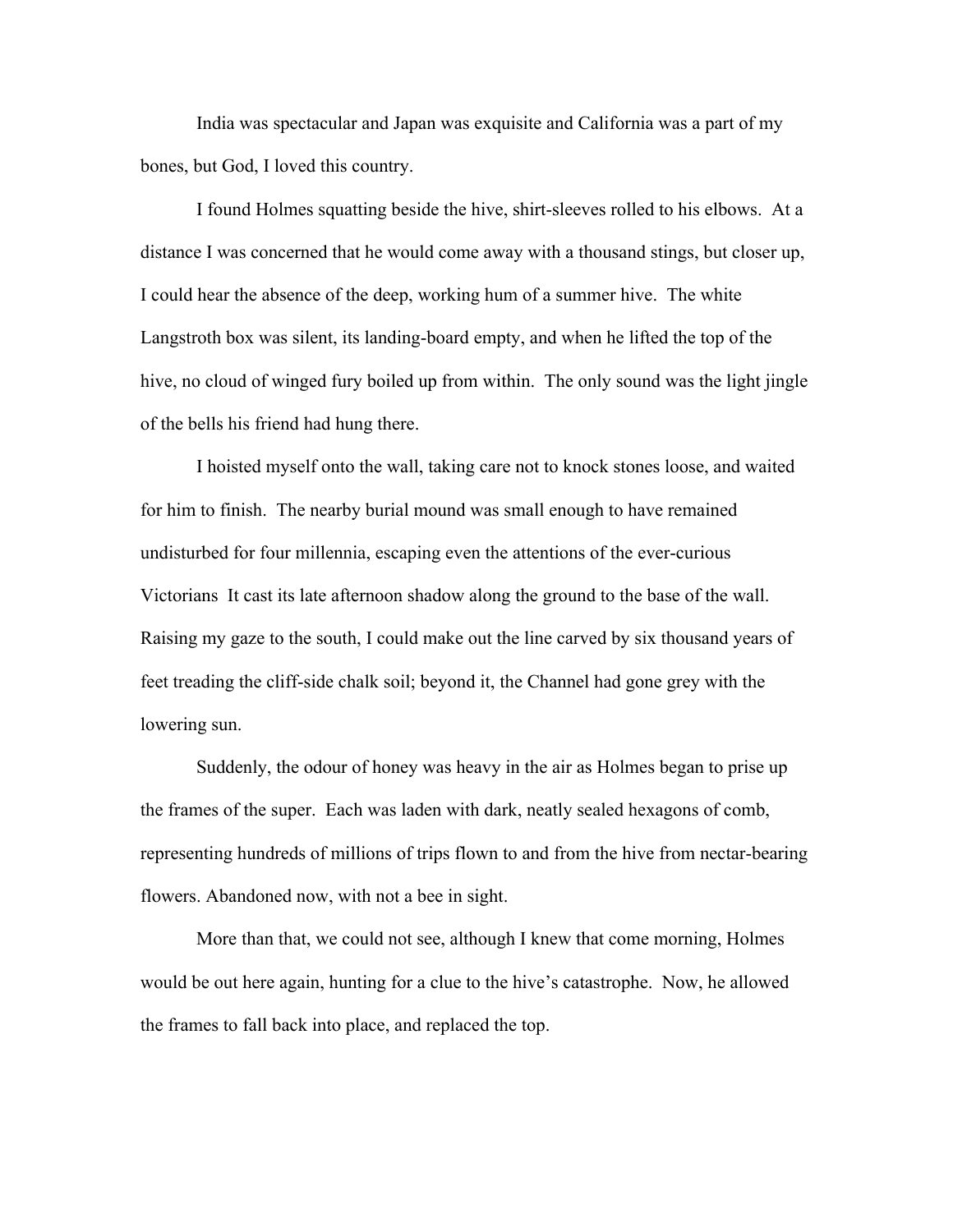India was spectacular and Japan was exquisite and California was a part of my bones, but God, I loved this country.

I found Holmes squatting beside the hive, shirt-sleeves rolled to his elbows. At a distance I was concerned that he would come away with a thousand stings, but closer up, I could hear the absence of the deep, working hum of a summer hive. The white Langstroth box was silent, its landing-board empty, and when he lifted the top of the hive, no cloud of winged fury boiled up from within. The only sound was the light jingle of the bells his friend had hung there.

I hoisted myself onto the wall, taking care not to knock stones loose, and waited for him to finish. The nearby burial mound was small enough to have remained undisturbed for four millennia, escaping even the attentions of the ever-curious Victorians It cast its late afternoon shadow along the ground to the base of the wall. Raising my gaze to the south, I could make out the line carved by six thousand years of feet treading the cliff-side chalk soil; beyond it, the Channel had gone grey with the lowering sun.

Suddenly, the odour of honey was heavy in the air as Holmes began to prise up the frames of the super. Each was laden with dark, neatly sealed hexagons of comb, representing hundreds of millions of trips flown to and from the hive from nectar-bearing flowers. Abandoned now, with not a bee in sight.

More than that, we could not see, although I knew that come morning, Holmes would be out here again, hunting for a clue to the hive's catastrophe. Now, he allowed the frames to fall back into place, and replaced the top.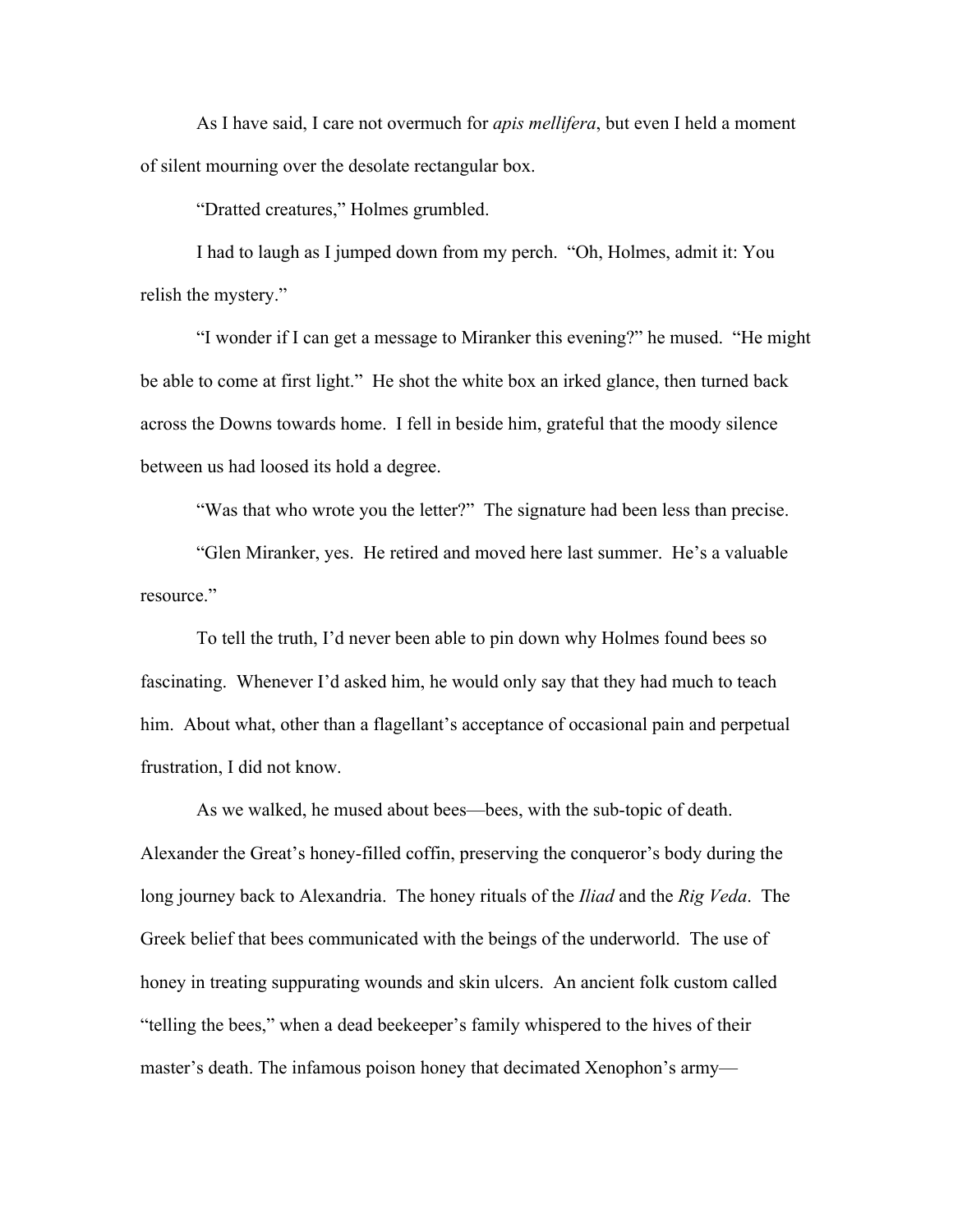As I have said, I care not overmuch for *apis mellifera*, but even I held a moment of silent mourning over the desolate rectangular box.

"Dratted creatures," Holmes grumbled.

I had to laugh as I jumped down from my perch. "Oh, Holmes, admit it: You relish the mystery."

"I wonder if I can get a message to Miranker this evening?" he mused. "He might be able to come at first light." He shot the white box an irked glance, then turned back across the Downs towards home. I fell in beside him, grateful that the moody silence between us had loosed its hold a degree.

"Was that who wrote you the letter?" The signature had been less than precise.

"Glen Miranker, yes. He retired and moved here last summer. He's a valuable resource."

To tell the truth, I'd never been able to pin down why Holmes found bees so fascinating. Whenever I'd asked him, he would only say that they had much to teach him. About what, other than a flagellant's acceptance of occasional pain and perpetual frustration, I did not know.

As we walked, he mused about bees—bees, with the sub-topic of death. Alexander the Great's honey-filled coffin, preserving the conqueror's body during the long journey back to Alexandria. The honey rituals of the *Iliad* and the *Rig Veda*. The Greek belief that bees communicated with the beings of the underworld. The use of honey in treating suppurating wounds and skin ulcers. An ancient folk custom called "telling the bees," when a dead beekeeper's family whispered to the hives of their master's death. The infamous poison honey that decimated Xenophon's army—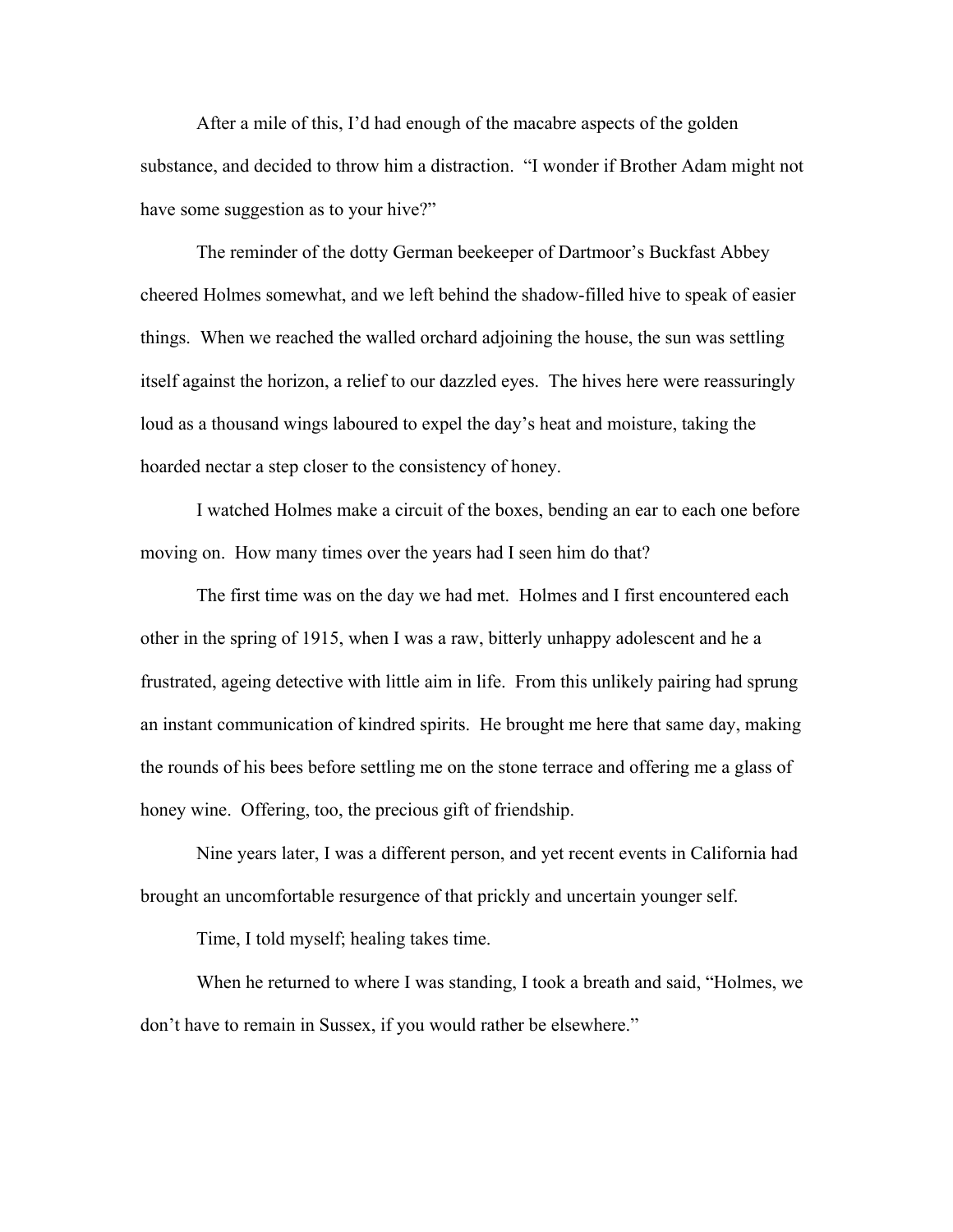After a mile of this, I'd had enough of the macabre aspects of the golden substance, and decided to throw him a distraction. "I wonder if Brother Adam might not have some suggestion as to your hive?"

The reminder of the dotty German beekeeper of Dartmoor's Buckfast Abbey cheered Holmes somewhat, and we left behind the shadow-filled hive to speak of easier things. When we reached the walled orchard adjoining the house, the sun was settling itself against the horizon, a relief to our dazzled eyes. The hives here were reassuringly loud as a thousand wings laboured to expel the day's heat and moisture, taking the hoarded nectar a step closer to the consistency of honey.

I watched Holmes make a circuit of the boxes, bending an ear to each one before moving on. How many times over the years had I seen him do that?

The first time was on the day we had met. Holmes and I first encountered each other in the spring of 1915, when I was a raw, bitterly unhappy adolescent and he a frustrated, ageing detective with little aim in life. From this unlikely pairing had sprung an instant communication of kindred spirits. He brought me here that same day, making the rounds of his bees before settling me on the stone terrace and offering me a glass of honey wine. Offering, too, the precious gift of friendship.

Nine years later, I was a different person, and yet recent events in California had brought an uncomfortable resurgence of that prickly and uncertain younger self.

Time, I told myself; healing takes time.

When he returned to where I was standing, I took a breath and said, "Holmes, we don't have to remain in Sussex, if you would rather be elsewhere."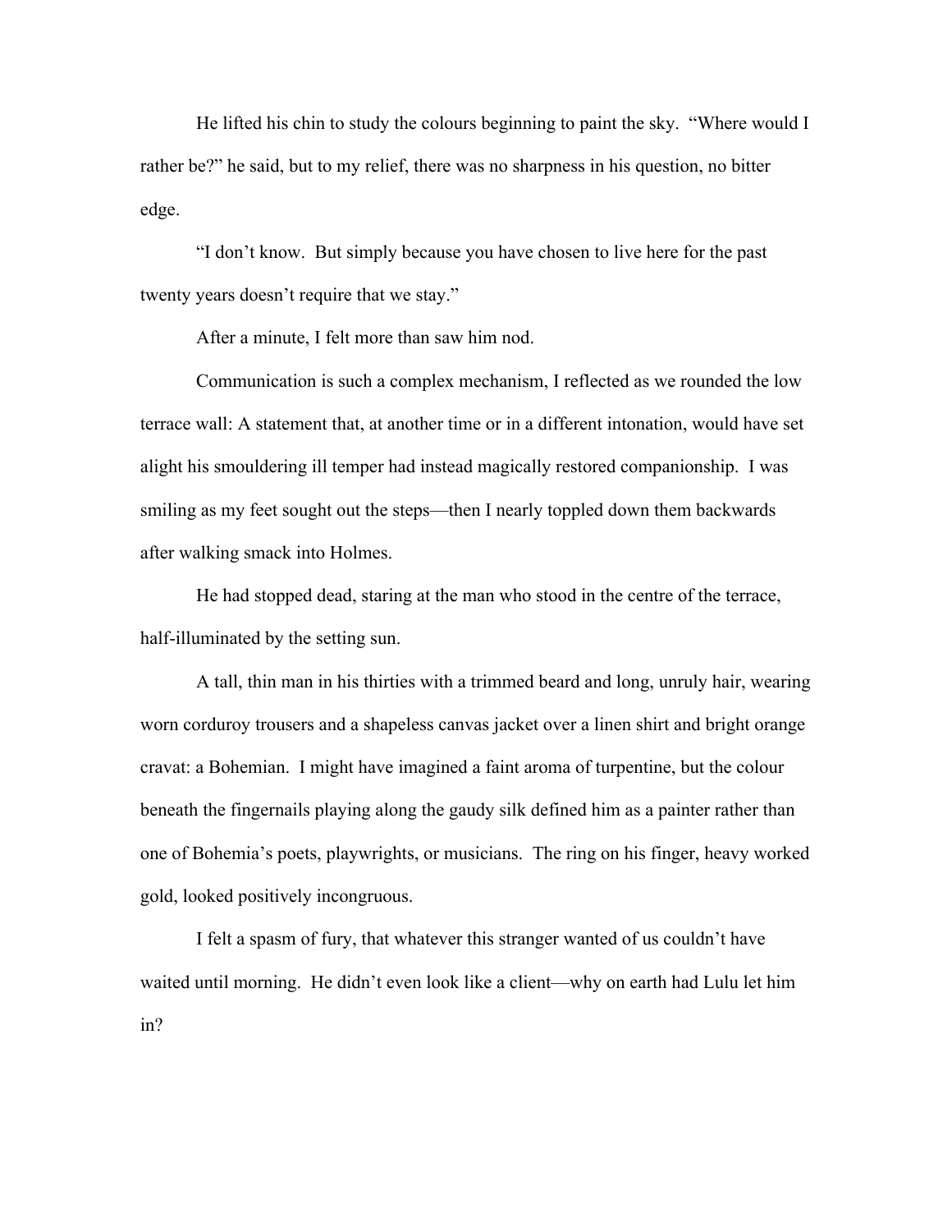He lifted his chin to study the colours beginning to paint the sky. "Where would I rather be?" he said, but to my relief, there was no sharpness in his question, no bitter edge.

"I don't know. But simply because you have chosen to live here for the past twenty years doesn't require that we stay."

After a minute, I felt more than saw him nod.

Communication is such a complex mechanism, I reflected as we rounded the low terrace wall: A statement that, at another time or in a different intonation, would have set alight his smouldering ill temper had instead magically restored companionship. I was smiling as my feet sought out the steps—then I nearly toppled down them backwards after walking smack into Holmes.

He had stopped dead, staring at the man who stood in the centre of the terrace, half-illuminated by the setting sun.

A tall, thin man in his thirties with a trimmed beard and long, unruly hair, wearing worn corduroy trousers and a shapeless canvas jacket over a linen shirt and bright orange cravat: a Bohemian. I might have imagined a faint aroma of turpentine, but the colour beneath the fingernails playing along the gaudy silk defined him as a painter rather than one of Bohemia's poets, playwrights, or musicians. The ring on his finger, heavy worked gold, looked positively incongruous.

I felt a spasm of fury, that whatever this stranger wanted of us couldn't have waited until morning. He didn't even look like a client—why on earth had Lulu let him in?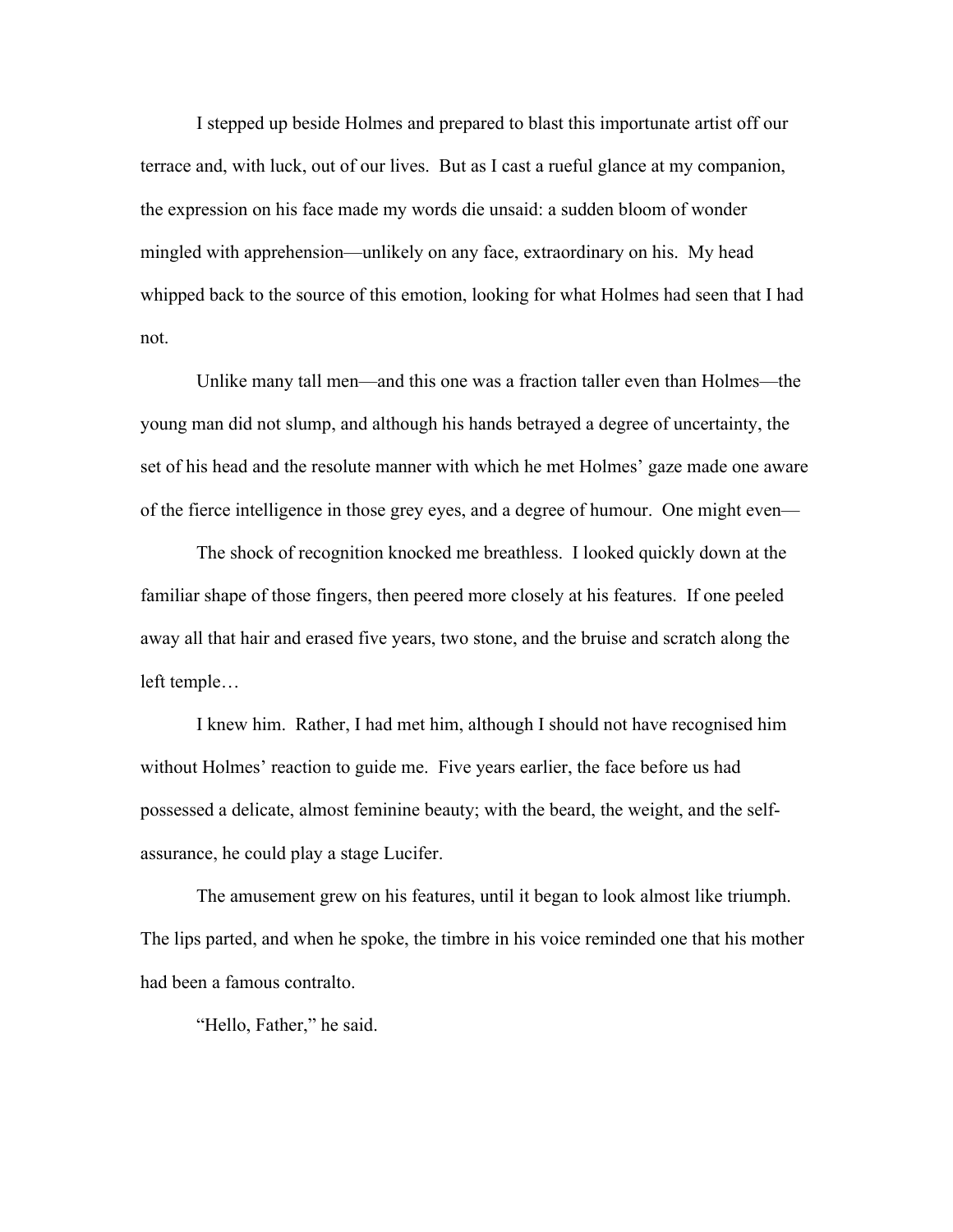I stepped up beside Holmes and prepared to blast this importunate artist off our terrace and, with luck, out of our lives. But as I cast a rueful glance at my companion, the expression on his face made my words die unsaid: a sudden bloom of wonder mingled with apprehension—unlikely on any face, extraordinary on his. My head whipped back to the source of this emotion, looking for what Holmes had seen that I had not.

Unlike many tall men—and this one was a fraction taller even than Holmes—the young man did not slump, and although his hands betrayed a degree of uncertainty, the set of his head and the resolute manner with which he met Holmes' gaze made one aware of the fierce intelligence in those grey eyes, and a degree of humour. One might even—

The shock of recognition knocked me breathless. I looked quickly down at the familiar shape of those fingers, then peered more closely at his features. If one peeled away all that hair and erased five years, two stone, and the bruise and scratch along the left temple…

I knew him. Rather, I had met him, although I should not have recognised him without Holmes' reaction to guide me. Five years earlier, the face before us had possessed a delicate, almost feminine beauty; with the beard, the weight, and the self-assurance, he could play a stage Lucifer.

The amusement grew on his features, until it began to look almost like triumph. The lips parted, and when he spoke, the timbre in his voice reminded one that his mother had been a famous contralto.

"Hello, Father," he said.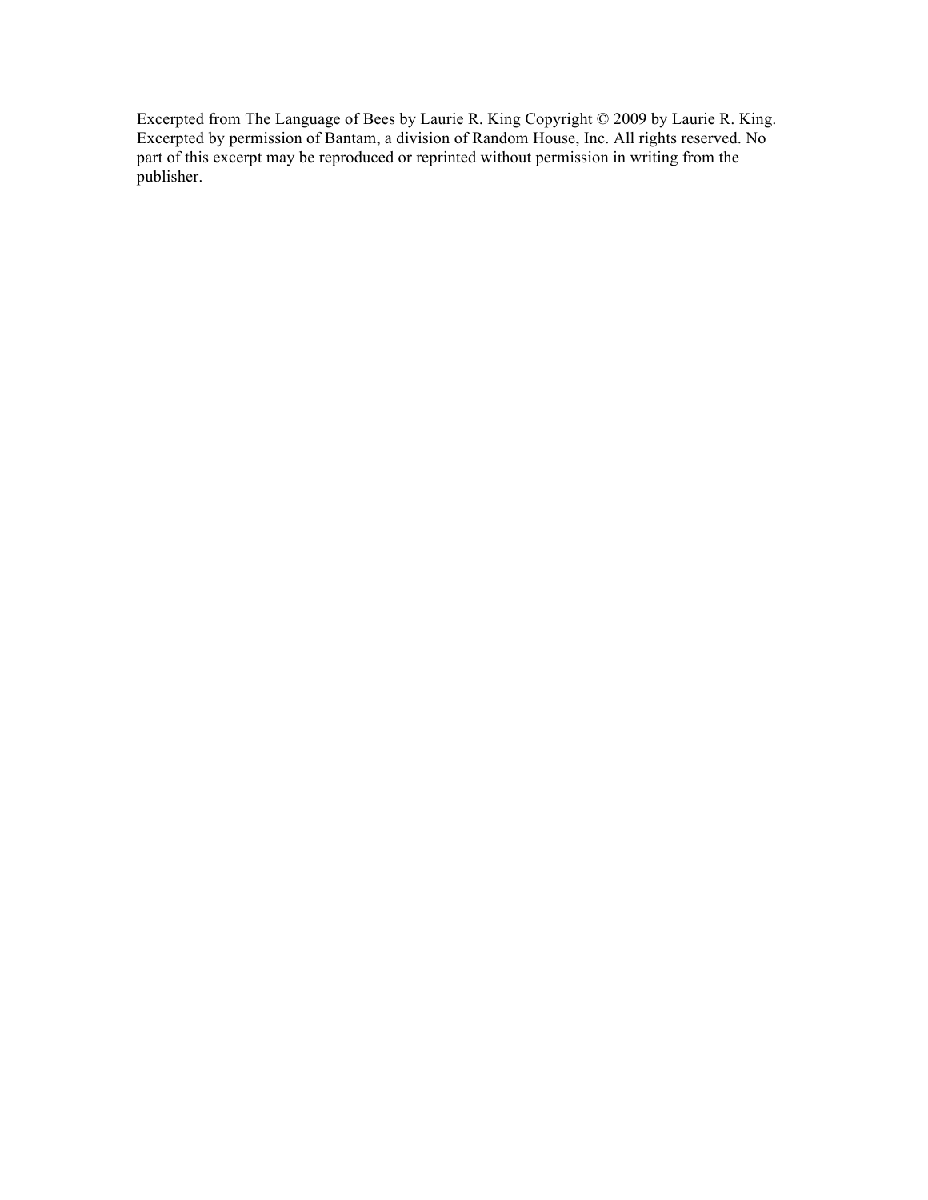Excerpted from The Language of Bees by Laurie R. King Copyright © 2009 by Laurie R. King. Excerpted by permission of Bantam, a division of Random House, Inc. All rights reserved. No part of this excerpt may be reproduced or reprinted without permission in writing from the publisher.